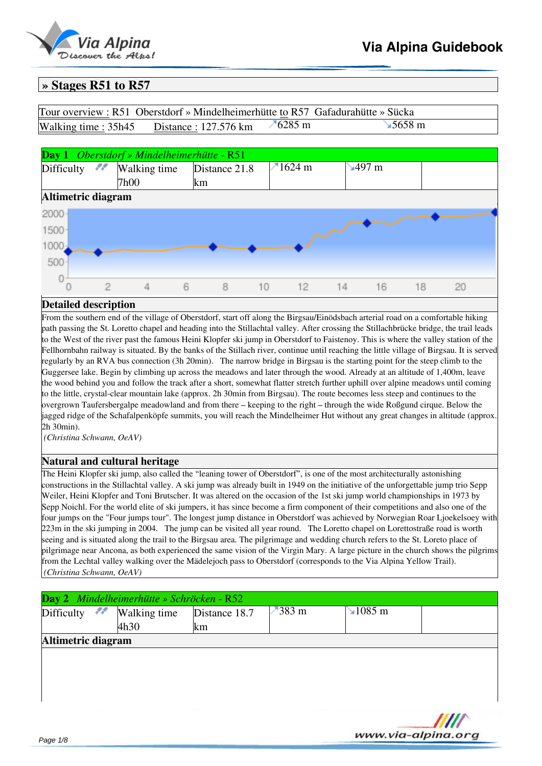## » Stages R51 to R57

| Tour overview : R51 Oberstdorf » Mindelheimerhütte to R57 Gafadurahütte » Sücka | | | |
|---|---|---|---|
| Walking time : 35h45 | Distance : 127.576 km | ↗6285 m | ↘5658 m |

### Day 1 *Oberstdorf » Mindelheimerhütte* - R51

| Difficulty | Walking time 7h00 | Distance 21.8 km | ↗1624 m | ↘497 m | |
|---|---|---|---|---|---|

**Altimetric diagram**

**Detailed description**

From the southern end of the village of Oberstdorf, start off along the Birgsau/Einödsbach arterial road on a comfortable hiking path passing the St. Loretto chapel and heading into the Stillachtal valley. After crossing the Stillachbrücke bridge, the trail leads to the West of the river past the famous Heini Klopfer ski jump in Oberstdorf to Faistenoy. This is where the valley station of the Fellhornbahn railway is situated. By the banks of the Stillach river, continue until reaching the little village of Birgsau. It is served regularly by an RVA bus connection (3h 20min). The narrow bridge in Birgsau is the starting point for the steep climb to the Guggersee lake. Begin by climbing up across the meadows and later through the wood. Already at an altitude of 1,400m, leave the wood behind you and follow the track after a short, somewhat flatter stretch further uphill over alpine meadows until coming to the little, crystal-clear mountain lake (approx. 2h 30min from Birgsau). The route becomes less steep and continues to the overgrown Taufersbergalpe meadowland and from there – keeping to the right – through the wide Roßgund cirque. Below the jagged ridge of the Schafalpenköpfe summits, you will reach the Mindelheimer Hut without any great changes in altitude (approx. 2h 30min).

*(Christina Schwann, OeAV)*

**Natural and cultural heritage**

The Heini Klopfer ski jump, also called the "leaning tower of Oberstdorf", is one of the most architecturally astonishing constructions in the Stillachtal valley. A ski jump was already built in 1949 on the initiative of the unforgettable jump trio Sepp Weiler, Heini Klopfer and Toni Brutscher. It was altered on the occasion of the 1st ski jump world championships in 1973 by Sepp Noichl. For the world elite of ski jumpers, it has since become a firm component of their competitions and also one of the four jumps on the "Four jumps tour". The longest jump distance in Oberstdorf was achieved by Norwegian Roar Ljoekelsoey with 223m in the ski jumping in 2004. The jump can be visited all year round. The Loretto chapel on Lorettostraße road is worth seeing and is situated along the trail to the Birgsau area. The pilgrimage and wedding church refers to the St. Loreto place of pilgrimage near Ancona, as both experienced the same vision of the Virgin Mary. A large picture in the church shows the pilgrims from the Lechtal valley walking over the Mädelejoch pass to Oberstdorf (corresponds to the Via Alpina Yellow Trail).

*(Christina Schwann, OeAV)*

### Day 2 *Mindelheimerhütte » Schröcken* - R52

| Difficulty | Walking time 4h30 | Distance 18.7 km | ↗383 m | ↘1085 m | |
|---|---|---|---|---|---|

**Altimetric diagram**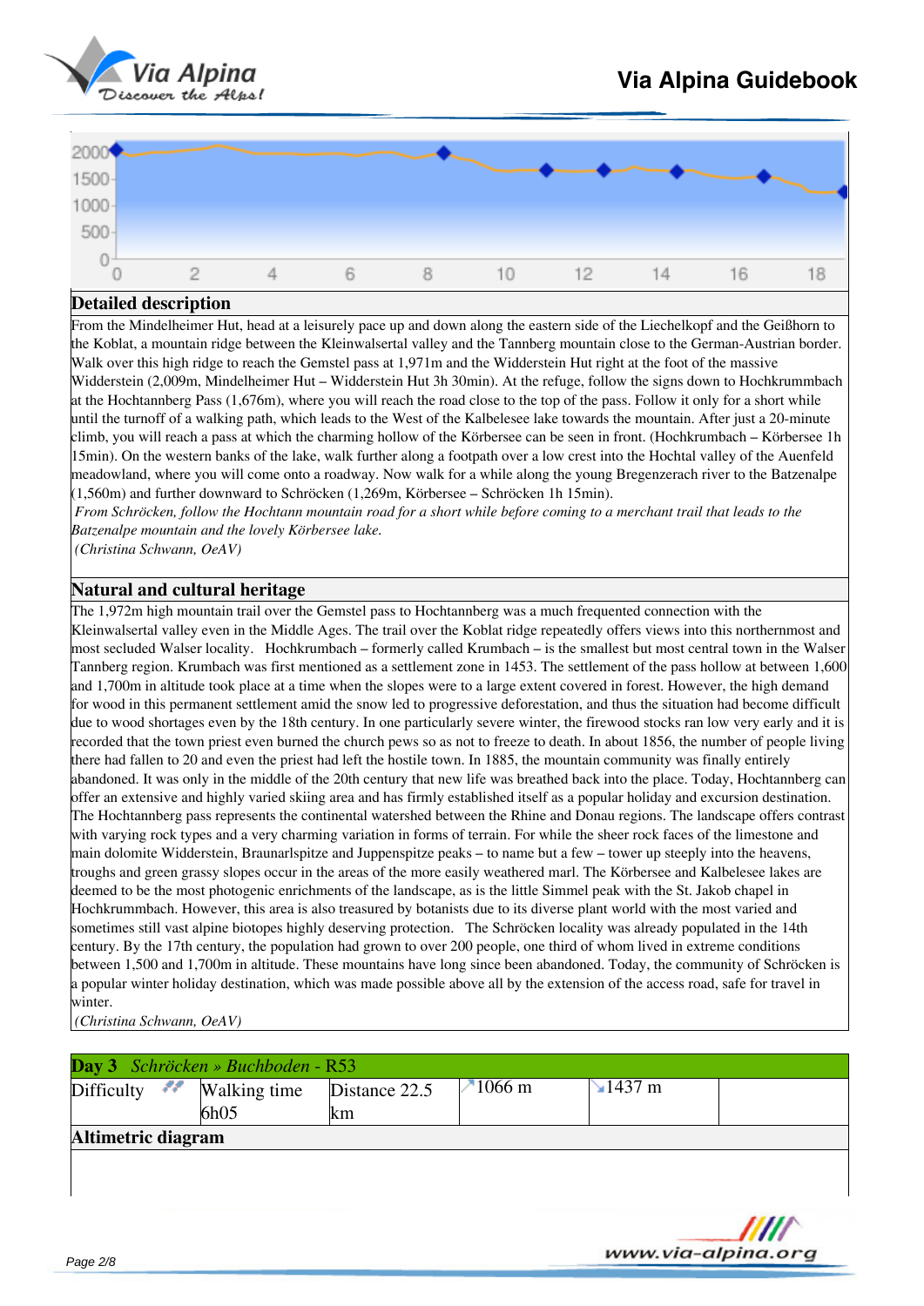## Detailed description

From the Mindelheimer Hut, head at a leisurely pace up and down along the eastern side of the Liechelkopf and the Geißhorn to the Koblat, a mountain ridge between the Kleinwalsertal valley and the Tannberg mountain close to the German-Austrian border. Walk over this high ridge to reach the Gemstel pass at 1,971m and the Widderstein Hut right at the foot of the massive Widderstein (2,009m, Mindelheimer Hut – Widderstein Hut 3h 30min). At the refuge, follow the signs down to Hochkrummbach at the Hochtannberg Pass (1,676m), where you will reach the road close to the top of the pass. Follow it only for a short while until the turnoff of a walking path, which leads to the West of the Kalbelesee lake towards the mountain. After just a 20-minute climb, you will reach a pass at which the charming hollow of the Körbersee can be seen in front. (Hochkrumbach – Körbersee 1h 15min). On the western banks of the lake, walk further along a footpath over a low crest into the Hochtal valley of the Auenfeld meadowland, where you will come onto a roadway. Now walk for a while along the young Bregenzerach river to the Batzenalpe (1,560m) and further downward to Schröcken (1,269m, Körbersee – Schröcken 1h 15min).

*From Schröcken, follow the Hochtann mountain road for a short while before coming to a merchant trail that leads to the Batzenalpe mountain and the lovely Körbersee lake.*

*(Christina Schwann, OeAV)*

## Natural and cultural heritage

The 1,972m high mountain trail over the Gemstel pass to Hochtannberg was a much frequented connection with the Kleinwalsertal valley even in the Middle Ages. The trail over the Koblat ridge repeatedly offers views into this northernmost and most secluded Walser locality. Hochkrumbach – formerly called Krumbach – is the smallest but most central town in the Walser Tannberg region. Krumbach was first mentioned as a settlement zone in 1453. The settlement of the pass hollow at between 1,600 and 1,700m in altitude took place at a time when the slopes were to a large extent covered in forest. However, the high demand for wood in this permanent settlement amid the snow led to progressive deforestation, and thus the situation had become difficult due to wood shortages even by the 18th century. In one particularly severe winter, the firewood stocks ran low very early and it is recorded that the town priest even burned the church pews so as not to freeze to death. In about 1856, the number of people living there had fallen to 20 and even the priest had left the hostile town. In 1885, the mountain community was finally entirely abandoned. It was only in the middle of the 20th century that new life was breathed back into the place. Today, Hochtannberg can offer an extensive and highly varied skiing area and has firmly established itself as a popular holiday and excursion destination. The Hochtannberg pass represents the continental watershed between the Rhine and Donau regions. The landscape offers contrast with varying rock types and a very charming variation in forms of terrain. For while the sheer rock faces of the limestone and main dolomite Widderstein, Braunarlspitze and Juppenspitze peaks – to name but a few – tower up steeply into the heavens, troughs and green grassy slopes occur in the areas of the more easily weathered marl. The Körbersee and Kalbelesee lakes are deemed to be the most photogenic enrichments of the landscape, as is the little Simmel peak with the St. Jakob chapel in Hochkrummbach. However, this area is also treasured by botanists due to its diverse plant world with the most varied and sometimes still vast alpine biotopes highly deserving protection. The Schröcken locality was already populated in the 14th century. By the 17th century, the population had grown to over 200 people, one third of whom lived in extreme conditions between 1,500 and 1,700m in altitude. These mountains have long since been abandoned. Today, the community of Schröcken is a popular winter holiday destination, which was made possible above all by the extension of the access road, safe for travel in winter.

*(Christina Schwann, OeAV)*

## Day 3 *Schröcken » Buchboden* - R53

| Difficulty | Walking time 6h05 | Distance 22.5 km | ↗1066 m | ↘1437 m | |
|---|---|---|---|---|---|

### Altimetric diagram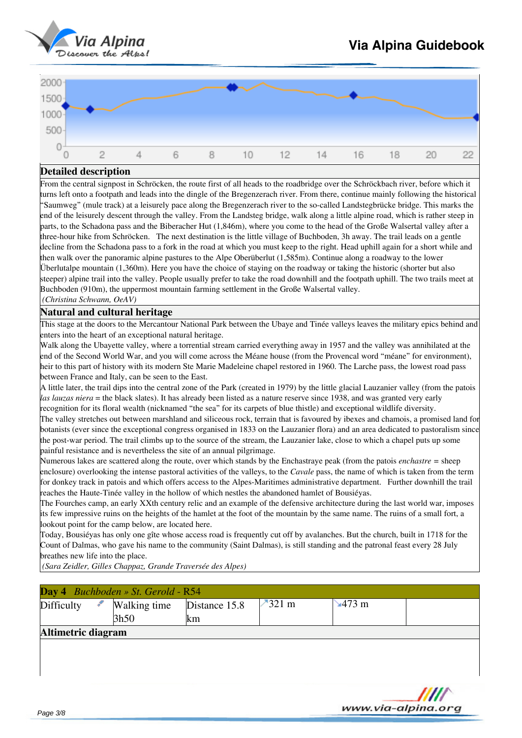## Detailed description

From the central signpost in Schröcken, the route first of all heads to the roadbridge over the Schröckbach river, before which it turns left onto a footpath and leads into the dingle of the Bregenzerach river. From there, continue mainly following the historical "Saumweg" (mule track) at a leisurely pace along the Bregenzerach river to the so-called Landstegbrücke bridge. This marks the end of the leisurely descent through the valley. From the Landsteg bridge, walk along a little alpine road, which is rather steep in parts, to the Schadona pass and the Biberacher Hut (1,846m), where you come to the head of the Große Walsertal valley after a three-hour hike from Schröcken. The next destination is the little village of Buchboden, 3h away. The trail leads on a gentle decline from the Schadona pass to a fork in the road at which you must keep to the right. Head uphill again for a short while and then walk over the panoramic alpine pastures to the Alpe Oberüberlut (1,585m). Continue along a roadway to the lower Überlutalpe mountain (1,360m). Here you have the choice of staying on the roadway or taking the historic (shorter but also steeper) alpine trail into the valley. People usually prefer to take the road downhill and the footpath uphill. The two trails meet at Buchboden (910m), the uppermost mountain farming settlement in the Große Walsertal valley.

*(Christina Schwann, OeAV)*

## Natural and cultural heritage

This stage at the doors to the Mercantour National Park between the Ubaye and Tinée valleys leaves the military epics behind and enters into the heart of an exceptional natural heritage.

Walk along the Ubayette valley, where a torrential stream carried everything away in 1957 and the valley was annihilated at the end of the Second World War, and you will come across the Méane house (from the Provencal word "méane" for environment), heir to this part of history with its modern Ste Marie Madeleine chapel restored in 1960. The Larche pass, the lowest road pass between France and Italy, can be seen to the East.

A little later, the trail dips into the central zone of the Park (created in 1979) by the little glacial Lauzanier valley (from the patois *las lauzas niera* = the black slates). It has already been listed as a nature reserve since 1938, and was granted very early recognition for its floral wealth (nicknamed "the sea" for its carpets of blue thistle) and exceptional wildlife diversity.

The valley stretches out between marshland and siliceous rock, terrain that is favoured by ibexes and chamois, a promised land for botanists (ever since the exceptional congress organised in 1833 on the Lauzanier flora) and an area dedicated to pastoralism since the post-war period. The trail climbs up to the source of the stream, the Lauzanier lake, close to which a chapel puts up some painful resistance and is nevertheless the site of an annual pilgrimage.

Numerous lakes are scattered along the route, over which stands by the Enchastraye peak (from the patois *enchastre* = sheep enclosure) overlooking the intense pastoral activities of the valleys, to the *Cavale* pass, the name of which is taken from the term for donkey track in patois and which offers access to the Alpes-Maritimes administrative department. Further downhill the trail reaches the Haute-Tinée valley in the hollow of which nestles the abandoned hamlet of Bousiéyas.

The Fourches camp, an early XXth century relic and an example of the defensive architecture during the last world war, imposes its few impressive ruins on the heights of the hamlet at the foot of the mountain by the same name. The ruins of a small fort, a lookout point for the camp below, are located here.

Today, Bousiéyas has only one gîte whose access road is frequently cut off by avalanches. But the church, built in 1718 for the Count of Dalmas, who gave his name to the community (Saint Dalmas), is still standing and the patronal feast every 28 July breathes new life into the place.

*(Sara Zeidler, Gilles Chappaz, Grande Traversée des Alpes)*

## Day 4 *Buchboden » St. Gerold* - R54

| Difficulty | Walking time 3h50 | Distance 15.8 km | ↗321 m | ↘473 m | |
|---|---|---|---|---|---|

### Altimetric diagram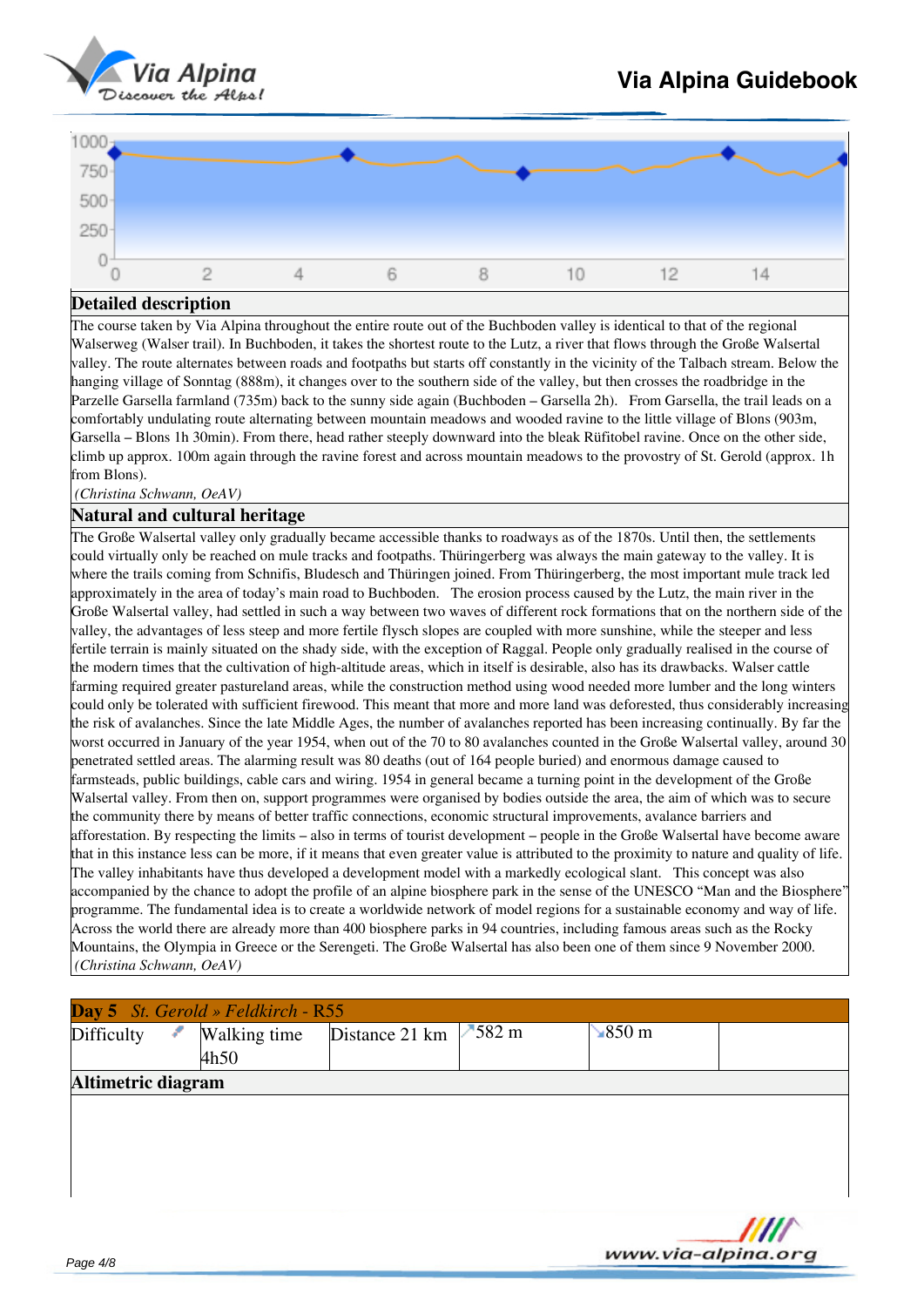## Detailed description

The course taken by Via Alpina throughout the entire route out of the Buchboden valley is identical to that of the regional Walserweg (Walser trail). In Buchboden, it takes the shortest route to the Lutz, a river that flows through the Große Walsertal valley. The route alternates between roads and footpaths but starts off constantly in the vicinity of the Talbach stream. Below the hanging village of Sonntag (888m), it changes over to the southern side of the valley, but then crosses the roadbridge in the Parzelle Garsella farmland (735m) back to the sunny side again (Buchboden – Garsella 2h). From Garsella, the trail leads on a comfortably undulating route alternating between mountain meadows and wooded ravine to the little village of Blons (903m, Garsella – Blons 1h 30min). From there, head rather steeply downward into the bleak Rüfitobel ravine. Once on the other side, climb up approx. 100m again through the ravine forest and across mountain meadows to the provostry of St. Gerold (approx. 1h from Blons).

*(Christina Schwann, OeAV)*

## Natural and cultural heritage

The Große Walsertal valley only gradually became accessible thanks to roadways as of the 1870s. Until then, the settlements could virtually only be reached on mule tracks and footpaths. Thüringerberg was always the main gateway to the valley. It is where the trails coming from Schnifis, Bludesch and Thüringen joined. From Thüringerberg, the most important mule track led approximately in the area of today's main road to Buchboden. The erosion process caused by the Lutz, the main river in the Große Walsertal valley, had settled in such a way between two waves of different rock formations that on the northern side of the valley, the advantages of less steep and more fertile flysch slopes are coupled with more sunshine, while the steeper and less fertile terrain is mainly situated on the shady side, with the exception of Raggal. People only gradually realised in the course of the modern times that the cultivation of high-altitude areas, which in itself is desirable, also has its drawbacks. Walser cattle farming required greater pastureland areas, while the construction method using wood needed more lumber and the long winters could only be tolerated with sufficient firewood. This meant that more and more land was deforested, thus considerably increasing the risk of avalanches. Since the late Middle Ages, the number of avalanches reported has been increasing continually. By far the worst occurred in January of the year 1954, when out of the 70 to 80 avalanches counted in the Große Walsertal valley, around 30 penetrated settled areas. The alarming result was 80 deaths (out of 164 people buried) and enormous damage caused to farmsteads, public buildings, cable cars and wiring. 1954 in general became a turning point in the development of the Große Walsertal valley. From then on, support programmes were organised by bodies outside the area, the aim of which was to secure the community there by means of better traffic connections, economic structural improvements, avalance barriers and afforestation. By respecting the limits – also in terms of tourist development – people in the Große Walsertal have become aware that in this instance less can be more, if it means that even greater value is attributed to the proximity to nature and quality of life. The valley inhabitants have thus developed a development model with a markedly ecological slant. This concept was also accompanied by the chance to adopt the profile of an alpine biosphere park in the sense of the UNESCO "Man and the Biosphere" programme. The fundamental idea is to create a worldwide network of model regions for a sustainable economy and way of life. Across the world there are already more than 400 biosphere parks in 94 countries, including famous areas such as the Rocky Mountains, the Olympia in Greece or the Serengeti. The Große Walsertal has also been one of them since 9 November 2000.

*(Christina Schwann, OeAV)*

## Day 5 *St. Gerold » Feldkirch* - R55

| Difficulty | Walking time 4h50 | Distance 21 km | ↗582 m | ↘850 m | |
|---|---|---|---|---|---|

## Altimetric diagram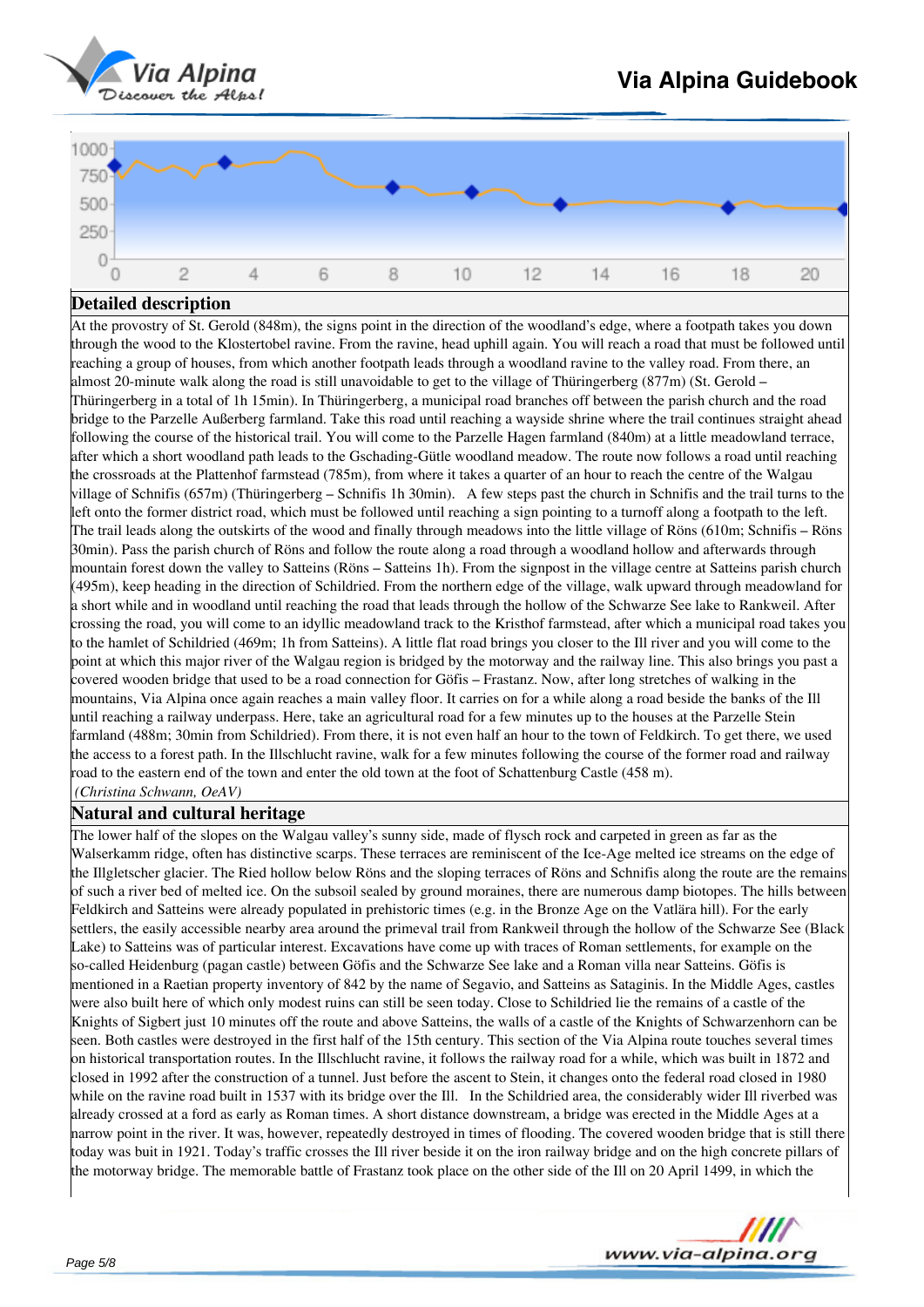## Detailed description

At the provostry of St. Gerold (848m), the signs point in the direction of the woodland's edge, where a footpath takes you down through the wood to the Klostertobel ravine. From the ravine, head uphill again. You will reach a road that must be followed until reaching a group of houses, from which another footpath leads through a woodland ravine to the valley road. From there, an almost 20-minute walk along the road is still unavoidable to get to the village of Thüringerberg (877m) (St. Gerold – Thüringerberg in a total of 1h 15min). In Thüringerberg, a municipal road branches off between the parish church and the road bridge to the Parzelle Außerberg farmland. Take this road until reaching a wayside shrine where the trail continues straight ahead following the course of the historical trail. You will come to the Parzelle Hagen farmland (840m) at a little meadowland terrace, after which a short woodland path leads to the Gschading-Gütle woodland meadow. The route now follows a road until reaching the crossroads at the Plattenhof farmstead (785m), from where it takes a quarter of an hour to reach the centre of the Walgau village of Schnifis (657m) (Thüringerberg – Schnifis 1h 30min). A few steps past the church in Schnifis and the trail turns to the left onto the former district road, which must be followed until reaching a sign pointing to a turnoff along a footpath to the left. The trail leads along the outskirts of the wood and finally through meadows into the little village of Röns (610m; Schnifis – Röns 30min). Pass the parish church of Röns and follow the route along a road through a woodland hollow and afterwards through mountain forest down the valley to Satteins (Röns – Satteins 1h). From the signpost in the village centre at Satteins parish church (495m), keep heading in the direction of Schildried. From the northern edge of the village, walk upward through meadowland for a short while and in woodland until reaching the road that leads through the hollow of the Schwarze See lake to Rankweil. After crossing the road, you will come to an idyllic meadowland track to the Kristhof farmstead, after which a municipal road takes you to the hamlet of Schildried (469m; 1h from Satteins). A little flat road brings you closer to the Ill river and you will come to the point at which this major river of the Walgau region is bridged by the motorway and the railway line. This also brings you past a covered wooden bridge that used to be a road connection for Göfis – Frastanz. Now, after long stretches of walking in the mountains, Via Alpina once again reaches a main valley floor. It carries on for a while along a road beside the banks of the Ill until reaching a railway underpass. Here, take an agricultural road for a few minutes up to the houses at the Parzelle Stein farmland (488m; 30min from Schildried). From there, it is not even half an hour to the town of Feldkirch. To get there, we used the access to a forest path. In the Illschlucht ravine, walk for a few minutes following the course of the former road and railway road to the eastern end of the town and enter the old town at the foot of Schattenburg Castle (458 m).

*(Christina Schwann, OeAV)*

## Natural and cultural heritage

The lower half of the slopes on the Walgau valley's sunny side, made of flysch rock and carpeted in green as far as the Walserkamm ridge, often has distinctive scarps. These terraces are reminiscent of the Ice-Age melted ice streams on the edge of the Illgletscher glacier. The Ried hollow below Röns and the sloping terraces of Röns and Schnifis along the route are the remains of such a river bed of melted ice. On the subsoil sealed by ground moraines, there are numerous damp biotopes. The hills between Feldkirch and Satteins were already populated in prehistoric times (e.g. in the Bronze Age on the Vatlära hill). For the early settlers, the easily accessible nearby area around the primeval trail from Rankweil through the hollow of the Schwarze See (Black Lake) to Satteins was of particular interest. Excavations have come up with traces of Roman settlements, for example on the so-called Heidenburg (pagan castle) between Göfis and the Schwarze See lake and a Roman villa near Satteins. Göfis is mentioned in a Raetian property inventory of 842 by the name of Segavio, and Satteins as Sataginis. In the Middle Ages, castles were also built here of which only modest ruins can still be seen today. Close to Schildried lie the remains of a castle of the Knights of Sigbert just 10 minutes off the route and above Satteins, the walls of a castle of the Knights of Schwarzenhorn can be seen. Both castles were destroyed in the first half of the 15th century. This section of the Via Alpina route touches several times on historical transportation routes. In the Illschlucht ravine, it follows the railway road for a while, which was built in 1872 and closed in 1992 after the construction of a tunnel. Just before the ascent to Stein, it changes onto the federal road closed in 1980 while on the ravine road built in 1537 with its bridge over the Ill. In the Schildried area, the considerably wider Ill riverbed was already crossed at a ford as early as Roman times. A short distance downstream, a bridge was erected in the Middle Ages at a narrow point in the river. It was, however, repeatedly destroyed in times of flooding. The covered wooden bridge that is still there today was buit in 1921. Today's traffic crosses the Ill river beside it on the iron railway bridge and on the high concrete pillars of the motorway bridge. The memorable battle of Frastanz took place on the other side of the Ill on 20 April 1499, in which the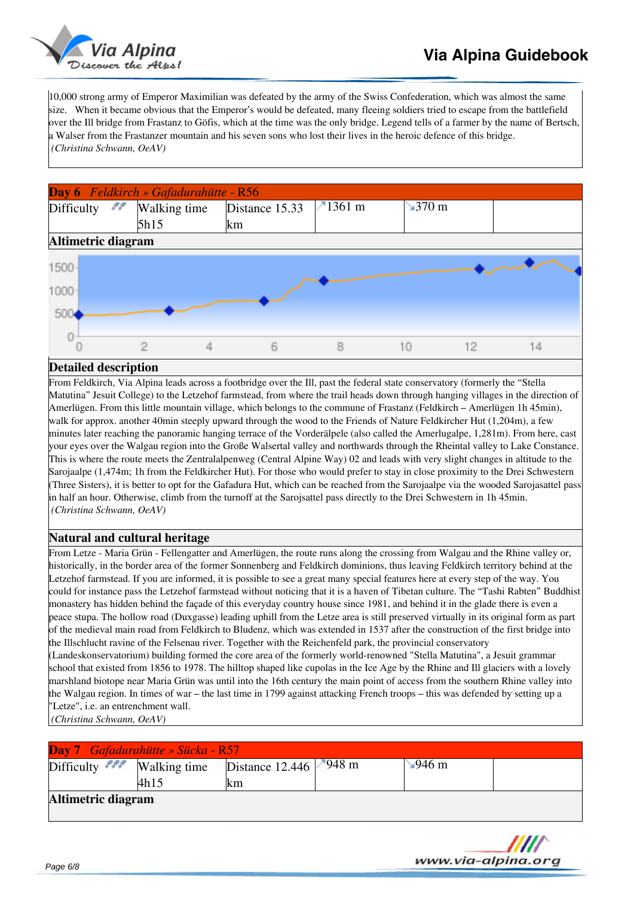10,000 strong army of Emperor Maximilian was defeated by the army of the Swiss Confederation, which was almost the same size. When it became obvious that the Emperor's would be defeated, many fleeing soldiers tried to escape from the battlefield over the Ill bridge from Frastanz to Göfis, which at the time was the only bridge. Legend tells of a farmer by the name of Bertsch, a Walser from the Frastanzer mountain and his seven sons who lost their lives in the heroic defence of this bridge.
*(Christina Schwann, OeAV)*

## Day 6 *Feldkirch » Gafadurahütte* - R56

| Difficulty | Walking time 5h15 | Distance 15.33 km | ↗1361 m | ↘370 m | |
|---|---|---|---|---|---|

### Altimetric diagram

### Detailed description

From Feldkirch, Via Alpina leads across a footbridge over the Ill, past the federal state conservatory (formerly the "Stella Matutina" Jesuit College) to the Letzehof farmstead, from where the trail heads down through hanging villages in the direction of Amerlügen. From this little mountain village, which belongs to the commune of Frastanz (Feldkirch – Amerlügen 1h 45min), walk for approx. another 40min steeply upward through the wood to the Friends of Nature Feldkircher Hut (1,204m), a few minutes later reaching the panoramic hanging terrace of the Vorderälpele (also called the Amerlugalpe, 1,281m). From here, cast your eyes over the Walgau region into the Große Walsertal valley and northwards through the Rheintal valley to Lake Constance. This is where the route meets the Zentralalpenweg (Central Alpine Way) 02 and leads with very slight changes in altitude to the Sarojaalpe (1,474m; 1h from the Feldkircher Hut). For those who would prefer to stay in close proximity to the Drei Schwestern (Three Sisters), it is better to opt for the Gafadura Hut, which can be reached from the Sarojaalpe via the wooded Sarojasattel pass in half an hour. Otherwise, climb from the turnoff at the Sarojsattel pass directly to the Drei Schwestern in 1h 45min.
*(Christina Schwann, OeAV)*

### Natural and cultural heritage

From Letze - Maria Grün - Fellengatter and Amerlügen, the route runs along the crossing from Walgau and the Rhine valley or, historically, in the border area of the former Sonnenberg and Feldkirch dominions, thus leaving Feldkirch territory behind at the Letzehof farmstead. If you are informed, it is possible to see a great many special features here at every step of the way. You could for instance pass the Letzehof farmstead without noticing that it is a haven of Tibetan culture. The "Tashi Rabten" Buddhist monastery has hidden behind the façade of this everyday country house since 1981, and behind it in the glade there is even a peace stupa. The hollow road (Duxgasse) leading uphill from the Letze area is still preserved virtually in its original form as part of the medieval main road from Feldkirch to Bludenz, which was extended in 1537 after the construction of the first bridge into the Illschlucht ravine of the Felsenau river. Together with the Reichenfeld park, the provincial conservatory (Landeskonservatorium) building formed the core area of the formerly world-renowned "Stella Matutina", a Jesuit grammar school that existed from 1856 to 1978. The hilltop shaped like cupolas in the Ice Age by the Rhine and Ill glaciers with a lovely marshland biotope near Maria Grün was until into the 16th century the main point of access from the southern Rhine valley into the Walgau region. In times of war – the last time in 1799 against attacking French troops – this was defended by setting up a "Letze", i.e. an entrenchment wall.
*(Christina Schwann, OeAV)*

## Day 7 *Gafadurahütte » Sücka* - R57

| Difficulty | Walking time 4h15 | Distance 12.446 km | ↗948 m | ↘946 m | |
|---|---|---|---|---|---|

### Altimetric diagram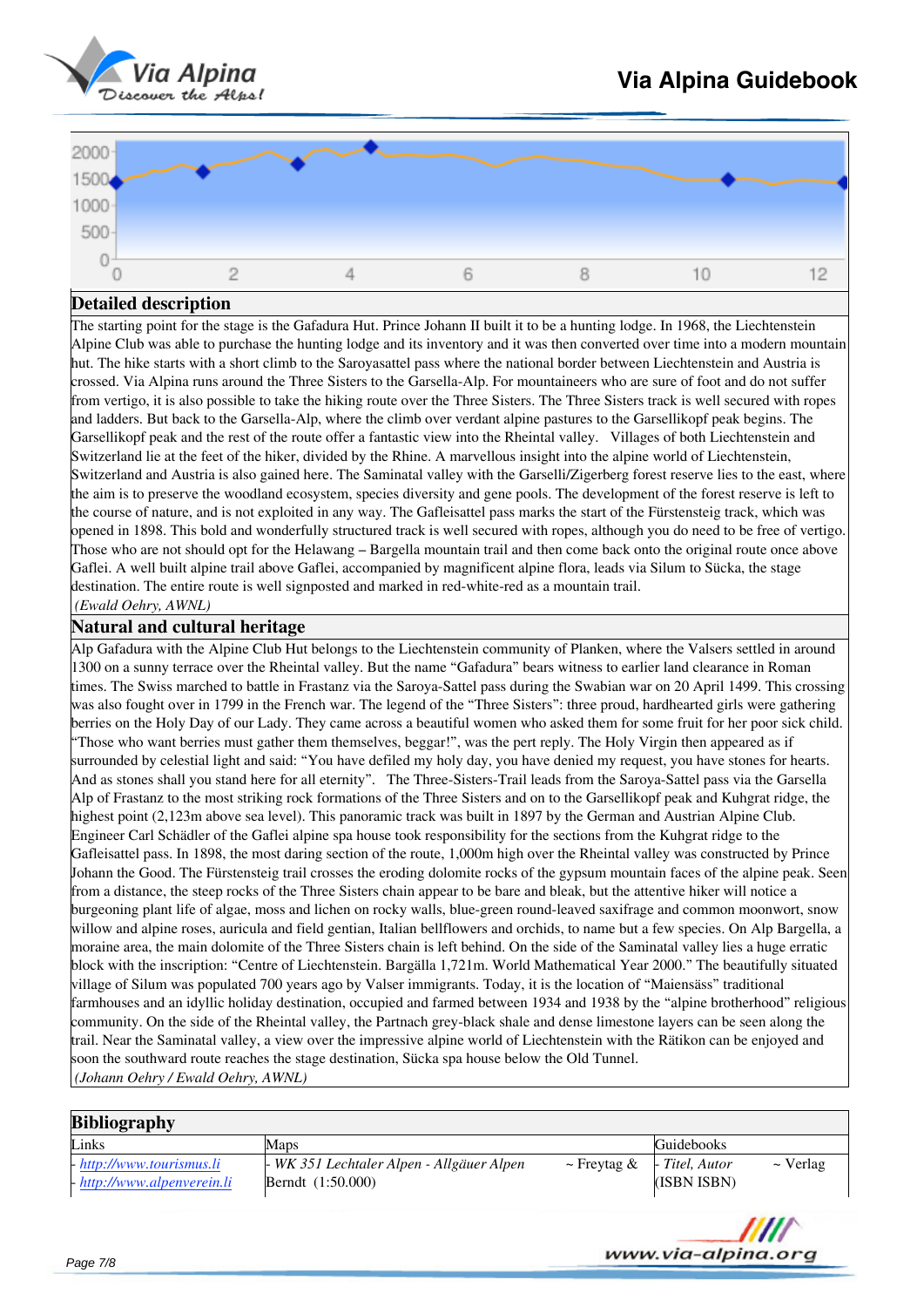## Detailed description

The starting point for the stage is the Gafadura Hut. Prince Johann II built it to be a hunting lodge. In 1968, the Liechtenstein Alpine Club was able to purchase the hunting lodge and its inventory and it was then converted over time into a modern mountain hut. The hike starts with a short climb to the Saroyasattel pass where the national border between Liechtenstein and Austria is crossed. Via Alpina runs around the Three Sisters to the Garsella-Alp. For mountaineers who are sure of foot and do not suffer from vertigo, it is also possible to take the hiking route over the Three Sisters. The Three Sisters track is well secured with ropes and ladders. But back to the Garsella-Alp, where the climb over verdant alpine pastures to the Garsellikopf peak begins. The Garsellikopf peak and the rest of the route offer a fantastic view into the Rheintal valley. Villages of both Liechtenstein and Switzerland lie at the feet of the hiker, divided by the Rhine. A marvellous insight into the alpine world of Liechtenstein, Switzerland and Austria is also gained here. The Saminatal valley with the Garselli/Zigerberg forest reserve lies to the east, where the aim is to preserve the woodland ecosystem, species diversity and gene pools. The development of the forest reserve is left to the course of nature, and is not exploited in any way. The Gafleisattel pass marks the start of the Fürstensteig track, which was opened in 1898. This bold and wonderfully structured track is well secured with ropes, although you do need to be free of vertigo. Those who are not should opt for the Helawang – Bargella mountain trail and then come back onto the original route once above Gaflei. A well built alpine trail above Gaflei, accompanied by magnificent alpine flora, leads via Silum to Sücka, the stage destination. The entire route is well signposted and marked in red-white-red as a mountain trail.

*(Ewald Oehry, AWNL)*

## Natural and cultural heritage

Alp Gafadura with the Alpine Club Hut belongs to the Liechtenstein community of Planken, where the Valsers settled in around 1300 on a sunny terrace over the Rheintal valley. But the name "Gafadura" bears witness to earlier land clearance in Roman times. The Swiss marched to battle in Frastanz via the Saroya-Sattel pass during the Swabian war on 20 April 1499. This crossing was also fought over in 1799 in the French war. The legend of the "Three Sisters": three proud, hardhearted girls were gathering berries on the Holy Day of our Lady. They came across a beautiful women who asked them for some fruit for her poor sick child. "Those who want berries must gather them themselves, beggar!", was the pert reply. The Holy Virgin then appeared as if surrounded by celestial light and said: "You have defiled my holy day, you have denied my request, you have stones for hearts. And as stones shall you stand here for all eternity". The Three-Sisters-Trail leads from the Saroya-Sattel pass via the Garsella Alp of Frastanz to the most striking rock formations of the Three Sisters and on to the Garsellikopf peak and Kuhgrat ridge, the highest point (2,123m above sea level). This panoramic track was built in 1897 by the German and Austrian Alpine Club. Engineer Carl Schädler of the Gaflei alpine spa house took responsibility for the sections from the Kuhgrat ridge to the Gafleisattel pass. In 1898, the most daring section of the route, 1,000m high over the Rheintal valley was constructed by Prince Johann the Good. The Fürstensteig trail crosses the eroding dolomite rocks of the gypsum mountain faces of the alpine peak. Seen from a distance, the steep rocks of the Three Sisters chain appear to be bare and bleak, but the attentive hiker will notice a burgeoning plant life of algae, moss and lichen on rocky walls, blue-green round-leaved saxifrage and common moonwort, snow willow and alpine roses, auricula and field gentian, Italian bellflowers and orchids, to name but a few species. On Alp Bargella, a moraine area, the main dolomite of the Three Sisters chain is left behind. On the side of the Saminatal valley lies a huge erratic block with the inscription: "Centre of Liechtenstein. Bargälla 1,721m. World Mathematical Year 2000." The beautifully situated village of Silum was populated 700 years ago by Valser immigrants. Today, it is the location of "Maiensäss" traditional farmhouses and an idyllic holiday destination, occupied and farmed between 1934 and 1938 by the "alpine brotherhood" religious community. On the side of the Rheintal valley, the Partnach grey-black shale and dense limestone layers can be seen along the trail. Near the Saminatal valley, a view over the impressive alpine world of Liechtenstein with the Rätikon can be enjoyed and soon the southward route reaches the stage destination, Sücka spa house below the Old Tunnel.

*(Johann Oehry / Ewald Oehry, AWNL)*

## Bibliography

| Links | Maps | Guidebooks |
|---|---|---|
| - http://www.tourismus.li<br>- http://www.alpenverein.li | - *WK 351 Lechtaler Alpen - Allgäuer Alpen* ~ Freytag & Berndt (1:50.000) | - *Titel, Autor* ~ Verlag (ISBN ISBN) |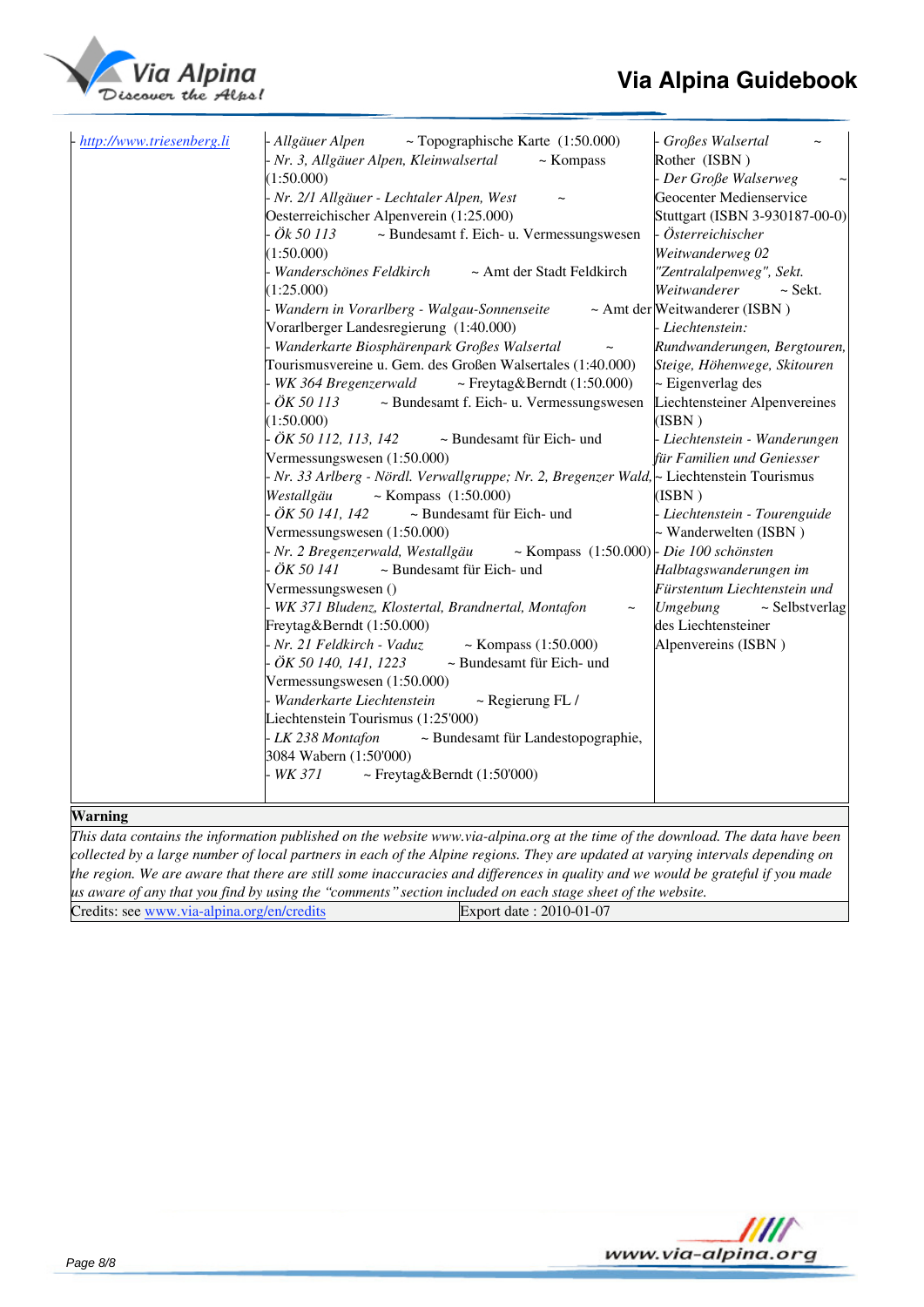| | | |
|---|---|---|
| - [http://www.triesenberg.li](http://www.triesenberg.li) | - *Allgäuer Alpen* ~ Topographische Karte (1:50.000)<br>- *Nr. 3, Allgäuer Alpen, Kleinwalsertal* ~ Kompass (1:50.000)<br>- *Nr. 2/1 Allgäuer - Lechtaler Alpen, West* ~ Oesterreichischer Alpenverein (1:25.000)<br>- *Ök 50 113* ~ Bundesamt f. Eich- u. Vermessungswesen (1:50.000)<br>- *Wanderschönes Feldkirch* ~ Amt der Stadt Feldkirch (1:25.000)<br>- *Wandern in Vorarlberg - Walgau-Sonnenseite* ~ Amt der Vorarlberger Landesregierung (1:40.000)<br>- *Wanderkarte Biosphärenpark Großes Walsertal* ~ Tourismusvereine u. Gem. des Großen Walsertales (1:40.000)<br>- *WK 364 Bregenzerwald* ~ Freytag&Berndt (1:50.000)<br>- *ÖK 50 113* ~ Bundesamt f. Eich- u. Vermessungswesen (1:50.000)<br>- *ÖK 50 112, 113, 142* ~ Bundesamt für Eich- und Vermessungswesen (1:50.000)<br>- *Nr. 33 Arlberg - Nördl. Verwallgruppe; Nr. 2, Bregenzer Wald, Westallgäu* ~ Kompass (1:50.000)<br>- *ÖK 50 141, 142* ~ Bundesamt für Eich- und Vermessungswesen (1:50.000)<br>- *Nr. 2 Bregenzerwald, Westallgäu* ~ Kompass (1:50.000)<br>- *ÖK 50 141* ~ Bundesamt für Eich- und Vermessungswesen ()<br>- *WK 371 Bludenz, Klostertal, Brandnertal, Montafon* ~ Freytag&Berndt (1:50.000)<br>- *Nr. 21 Feldkirch - Vaduz* ~ Kompass (1:50.000)<br>- *ÖK 50 140, 141, 1223* ~ Bundesamt für Eich- und Vermessungswesen (1:50.000)<br>- *Wanderkarte Liechtenstein* ~ Regierung FL / Liechtenstein Tourismus (1:25'000)<br>- *LK 238 Montafon* ~ Bundesamt für Landestopographie, 3084 Wabern (1:50'000)<br>- *WK 371* ~ Freytag&Berndt (1:50'000) | - *Großes Walsertal* ~ Rother (ISBN )<br>- *Der Große Walserweg* ~ Geocenter Medienservice Stuttgart (ISBN 3-930187-00-0)<br>- *Österreichischer Weitwanderweg 02 "Zentralalpenweg", Sekt. Weitwanderer* ~ Sekt. Weitwanderer (ISBN )<br>- *Liechtenstein: Rundwanderungen, Bergtouren, Steige, Höhenwege, Skitouren* ~ Eigenverlag des Liechtensteiner Alpenvereines (ISBN )<br>- *Liechtenstein - Wanderungen für Familien und Geniesser* ~ Liechtenstein Tourismus (ISBN )<br>- *Liechtenstein - Tourenguide* ~ Wanderwelten (ISBN )<br>- *Die 100 schönsten Halbtagswanderungen im Fürstentum Liechtenstein und Umgebung* ~ Selbstverlag des Liechtensteiner Alpenvereins (ISBN ) |

**Warning**

*This data contains the information published on the website www.via-alpina.org at the time of the download. The data have been collected by a large number of local partners in each of the Alpine regions. They are updated at varying intervals depending on the region. We are aware that there are still some inaccuracies and differences in quality and we would be grateful if you made us aware of any that you find by using the "comments" section included on each stage sheet of the website.*

Credits: see [www.via-alpina.org/en/credits](www.via-alpina.org/en/credits) — Export date : 2010-01-07